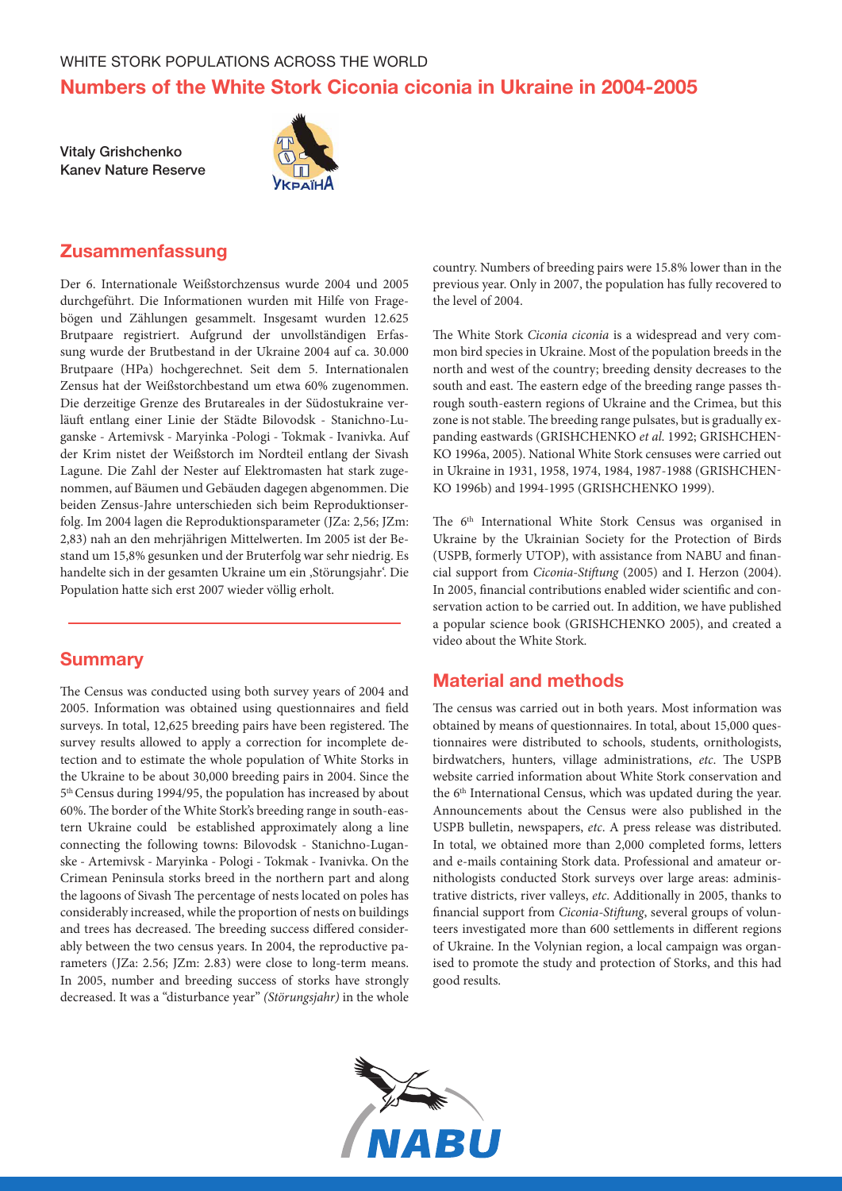WHITE STORK POPULATIONS ACROSS THE WORLD

# Numbers of the White Stork Ciconia ciconia in Ukraine in 2004-2005

**Vitaly Grishchenko**
**Kanev Nature Reserve**

## Zusammenfassung

Der 6. Internationale Weißstorchzensus wurde 2004 und 2005 durchgeführt. Die Informationen wurden mit Hilfe von Fragebögen und Zählungen gesammelt. Insgesamt wurden 12.625 Brutpaare registriert. Aufgrund der unvollständigen Erfassung wurde der Brutbestand in der Ukraine 2004 auf ca. 30.000 Brutpaare (HPa) hochgerechnet. Seit dem 5. Internationalen Zensus hat der Weißstorchbestand um etwa 60% zugenommen. Die derzeitige Grenze des Brutareales in der Südostukraine verläuft entlang einer Linie der Städte Bilovodsk - Stanichno-Luganske - Artemivsk - Maryinka -Pologi - Tokmak - Ivanivka. Auf der Krim nistet der Weißstorch im Nordteil entlang der Sivash Lagune. Die Zahl der Nester auf Elektromasten hat stark zugenommen, auf Bäumen und Gebäuden dagegen abgenommen. Die beiden Zensus-Jahre unterschieden sich beim Reproduktionserfolg. Im 2004 lagen die Reproduktionsparameter (JZa: 2,56; JZm: 2,83) nah an den mehrjährigen Mittelwerten. Im 2005 ist der Bestand um 15,8% gesunken und der Bruterfolg war sehr niedrig. Es handelte sich in der gesamten Ukraine um ein ‚Störungsjahr'. Die Population hatte sich erst 2007 wieder völlig erholt.

## Summary

The Census was conducted using both survey years of 2004 and 2005. Information was obtained using questionnaires and field surveys. In total, 12,625 breeding pairs have been registered. The survey results allowed to apply a correction for incomplete detection and to estimate the whole population of White Storks in the Ukraine to be about 30,000 breeding pairs in 2004. Since the 5th Census during 1994/95, the population has increased by about 60%. The border of the White Stork's breeding range in south-eastern Ukraine could be established approximately along a line connecting the following towns: Bilovodsk - Stanichno-Luganske - Artemivsk - Maryinka - Pologi - Tokmak - Ivanivka. On the Crimean Peninsula storks breed in the northern part and along the lagoons of Sivash The percentage of nests located on poles has considerably increased, while the proportion of nests on buildings and trees has decreased. The breeding success differed considerably between the two census years. In 2004, the reproductive parameters (JZa: 2.56; JZm: 2.83) were close to long-term means. In 2005, number and breeding success of storks have strongly decreased. It was a "disturbance year" *(Störungsjahr)* in the whole country. Numbers of breeding pairs were 15.8% lower than in the previous year. Only in 2007, the population has fully recovered to the level of 2004.

The White Stork *Ciconia ciconia* is a widespread and very common bird species in Ukraine. Most of the population breeds in the north and west of the country; breeding density decreases to the south and east. The eastern edge of the breeding range passes through south-eastern regions of Ukraine and the Crimea, but this zone is not stable. The breeding range pulsates, but is gradually expanding eastwards (GRISHCHENKO *et al*. 1992; GRISHCHENKO 1996a, 2005). National White Stork censuses were carried out in Ukraine in 1931, 1958, 1974, 1984, 1987-1988 (GRISHCHENKO 1996b) and 1994-1995 (GRISHCHENKO 1999).

The 6th International White Stork Census was organised in Ukraine by the Ukrainian Society for the Protection of Birds (USPB, formerly UTOP), with assistance from NABU and financial support from *Ciconia-Stiftung* (2005) and I. Herzon (2004). In 2005, financial contributions enabled wider scientific and conservation action to be carried out. In addition, we have published a popular science book (GRISHCHENKO 2005), and created a video about the White Stork.

## Material and methods

The census was carried out in both years. Most information was obtained by means of questionnaires. In total, about 15,000 questionnaires were distributed to schools, students, ornithologists, birdwatchers, hunters, village administrations, *etc*. The USPB website carried information about White Stork conservation and the 6th International Census, which was updated during the year. Announcements about the Census were also published in the USPB bulletin, newspapers, *etc*. A press release was distributed. In total, we obtained more than 2,000 completed forms, letters and e-mails containing Stork data. Professional and amateur ornithologists conducted Stork surveys over large areas: administrative districts, river valleys, *etc*. Additionally in 2005, thanks to financial support from *Ciconia-Stiftung*, several groups of volunteers investigated more than 600 settlements in different regions of Ukraine. In the Volynian region, a local campaign was organised to promote the study and protection of Storks, and this had good results.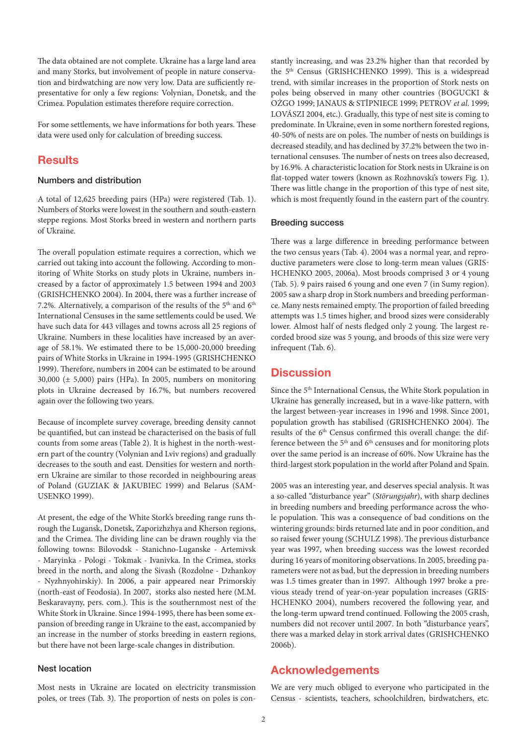The data obtained are not complete. Ukraine has a large land area and many Storks, but involvement of people in nature conservation and birdwatching are now very low. Data are sufficiently representative for only a few regions: Volynian, Donetsk, and the Crimea. Population estimates therefore require correction.

For some settlements, we have informations for both years. These data were used only for calculation of breeding success.

## Results

### Numbers and distribution

A total of 12,625 breeding pairs (HPa) were registered (Tab. 1). Numbers of Storks were lowest in the southern and south-eastern steppe regions. Most Storks breed in western and northern parts of Ukraine.

The overall population estimate requires a correction, which we carried out taking into account the following. According to monitoring of White Storks on study plots in Ukraine, numbers increased by a factor of approximately 1.5 between 1994 and 2003 (GRISHCHENKO 2004). In 2004, there was a further increase of 7.2%. Alternatively, a comparison of the results of the 5th and 6th International Censuses in the same settlements could be used. We have such data for 443 villages and towns across all 25 regions of Ukraine. Numbers in these localities have increased by an average of 58.1%. We estimated there to be 15,000-20,000 breeding pairs of White Storks in Ukraine in 1994-1995 (GRISHCHENKO 1999). Therefore, numbers in 2004 can be estimated to be around 30,000 (± 5,000) pairs (HPa). In 2005, numbers on monitoring plots in Ukraine decreased by 16.7%, but numbers recovered again over the following two years.

Because of incomplete survey coverage, breeding density cannot be quantified, but can instead be characterised on the basis of full counts from some areas (Table 2). It is highest in the north-western part of the country (Volynian and Lviv regions) and gradually decreases to the south and east. Densities for western and northern Ukraine are similar to those recorded in neighbouring areas of Poland (GUZIAK & JAKUBIEC 1999) and Belarus (SAMUSENKO 1999).

At present, the edge of the White Stork's breeding range runs through the Lugansk, Donetsk, Zaporizhzhya and Kherson regions, and the Crimea. The dividing line can be drawn roughly via the following towns: Bilovodsk - Stanichno-Luganske - Artemivsk - Maryinka - Pologi - Tokmak - Ivanivka. In the Crimea, storks breed in the north, and along the Sivash (Rozdolne - Dzhankoy - Nyzhnyohirskiy). In 2006, a pair appeared near Primorskiy (north-east of Feodosia). In 2007, storks also nested here (M.M. Beskaravayny, pers. com.). This is the southernmost nest of the White Stork in Ukraine. Since 1994-1995, there has been some expansion of breeding range in Ukraine to the east, accompanied by an increase in the number of storks breeding in eastern regions, but there have not been large-scale changes in distribution.

### Nest location

Most nests in Ukraine are located on electricity transmission poles, or trees (Tab. 3). The proportion of nests on poles is constantly increasing, and was 23.2% higher than that recorded by the 5th Census (GRISHCHENKO 1999). This is a widespread trend, with similar increases in the proportion of Stork nests on poles being observed in many other countries (BOGUCKI & OŻGO 1999; JANAUS & STĪPNIECE 1999; PETROV *et al*. 1999; LOVÁSZI 2004, etc.). Gradually, this type of nest site is coming to predominate. In Ukraine, even in some northern forested regions, 40-50% of nests are on poles. The number of nests on buildings is decreased steadily, and has declined by 37.2% between the two international censuses. The number of nests on trees also decreased, by 16.9%. A characteristic location for Stork nests in Ukraine is on flat-topped water towers (known as Rozhnovski's towers Fig. 1). There was little change in the proportion of this type of nest site, which is most frequently found in the eastern part of the country.

### Breeding success

There was a large difference in breeding performance between the two census years (Tab. 4). 2004 was a normal year, and reproductive parameters were close to long-term mean values (GRISHCHENKO 2005, 2006a). Most broods comprised 3 or 4 young (Tab. 5). 9 pairs raised 6 young and one even 7 (in Sumy region). 2005 saw a sharp drop in Stork numbers and breeding performance. Many nests remained empty. The proportion of failed breeding attempts was 1.5 times higher, and brood sizes were considerably lower. Almost half of nests fledged only 2 young. The largest recorded brood size was 5 young, and broods of this size were very infrequent (Tab. 6).

## Discussion

Since the 5th International Census, the White Stork population in Ukraine has generally increased, but in a wave-like pattern, with the largest between-year increases in 1996 and 1998. Since 2001, population growth has stabilised (GRISHCHENKO 2004). The results of the 6th Census confirmed this overall change: the difference between the 5th and 6th censuses and for monitoring plots over the same period is an increase of 60%. Now Ukraine has the third-largest stork population in the world after Poland and Spain.

2005 was an interesting year, and deserves special analysis. It was a so-called "disturbance year" (*Störungsjahr*), with sharp declines in breeding numbers and breeding performance across the whole population. This was a consequence of bad conditions on the wintering grounds: birds returned late and in poor condition, and so raised fewer young (SCHULZ 1998). The previous disturbance year was 1997, when breeding success was the lowest recorded during 16 years of monitoring observations. In 2005, breeding parameters were not as bad, but the depression in breeding numbers was 1.5 times greater than in 1997. Although 1997 broke a previous steady trend of year-on-year population increases (GRISHCHENKO 2004), numbers recovered the following year, and the long-term upward trend continued. Following the 2005 crash, numbers did not recover until 2007. In both "disturbance years", there was a marked delay in stork arrival dates (GRISHCHENKO 2006b).

## Acknowledgements

We are very much obliged to everyone who participated in the Census - scientists, teachers, schoolchildren, birdwatchers, etc.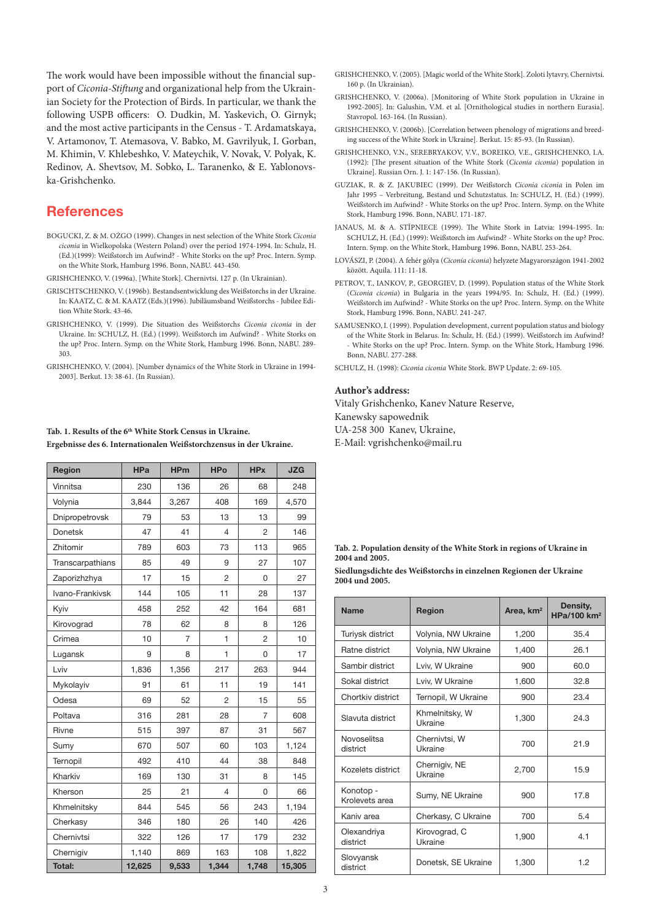The work would have been impossible without the financial support of *Ciconia-Stiftung* and organizational help from the Ukrainian Society for the Protection of Birds. In particular, we thank the following USPB officers: O. Dudkin, M. Yaskevich, O. Girnyk; and the most active participants in the Census - T. Ardamatskaya, V. Artamonov, T. Atemasova, V. Babko, M. Gavrilyuk, I. Gorban, M. Khimin, V. Khlebeshko, V. Mateychik, V. Novak, V. Polyak, K. Redinov, A. Shevtsov, M. Sobko, L. Taranenko, & E. Yablonovska-Grishchenko.

## References

BOGUCKI, Z. & M. OŻGO (1999). Changes in nest selection of the White Stork *Ciconia ciconia* in Wielkopolska (Western Poland) over the period 1974-1994. In: Schulz, H. (Ed.)(1999): Weißstorch im Aufwind? - White Storks on the up? Proc. Intern. Symp. on the White Stork, Hamburg 1996. Bonn, NABU. 443-450.

GRISHCHENKO, V. (1996a). [White Stork]. Chernivtsi. 127 p. (In Ukrainian).

GRISCHTSCHENKO, V. (1996b). Bestandsentwicklung des Weißstorchs in der Ukraine. In: KAATZ, C. & M. KAATZ (Eds.)(1996). Jubiläumsband Weißstorchs - Jubilee Edition White Stork. 43-46.

GRISHCHENKO, V. (1999). Die Situation des Weißstorchs *Ciconia ciconia* in der Ukraine. In: SCHULZ, H. (Ed.) (1999). Weißstorch im Aufwind? - White Storks on the up? Proc. Intern. Symp. on the White Stork, Hamburg 1996. Bonn, NABU. 289-303.

GRISHCHENKO, V. (2004). [Number dynamics of the White Stork in Ukraine in 1994-2003]. Berkut. 13: 38-61. (In Russian).

GRISHCHENKO, V. (2005). [Magic world of the White Stork]. Zoloti lytavry, Chernivtsi. 160 p. (In Ukrainian).

GRISHCHENKO, V. (2006a). [Monitoring of White Stork population in Ukraine in 1992-2005]. In: Galushin, V.M. et al. [Ornithological studies in northern Eurasia]. Stavropol. 163-164. (In Russian).

GRISHCHENKO, V. (2006b). [Correlation between phenology of migrations and breeding success of the White Stork in Ukraine]. Berkut. 15: 85-93. (In Russian).

GRISHCHENKO, V.N., SEREBRYAKOV, V.V., BOREIKO, V.E., GRISHCHENKO, I.A. (1992): [The present situation of the White Stork (*Ciconia ciconia*) population in Ukraine]. Russian Orn. J. 1: 147-156. (In Russian).

GUZIAK, R. & Z. JAKUBIEC (1999). Der Weißstorch *Ciconia ciconia* in Polen im Jahr 1995 – Verbreitung, Bestand und Schutzstatus. In: SCHULZ, H. (Ed.) (1999). Weißstorch im Aufwind? - White Storks on the up? Proc. Intern. Symp. on the White Stork, Hamburg 1996. Bonn, NABU. 171-187.

JANAUS, M. & A. STĪPNIECE (1999). The White Stork in Latvia: 1994-1995. In: SCHULZ, H. (Ed.) (1999): Weißstorch im Aufwind? - White Storks on the up? Proc. Intern. Symp. on the White Stork, Hamburg 1996. Bonn, NABU. 253-264.

LOVÁSZI, P. (2004). A fehér gólya (*Ciconia ciconia*) helyzete Magyarországon 1941-2002 között. Aquila. 111: 11-18.

PETROV, T., IANKOV, P., GEORGIEV, D. (1999). Population status of the White Stork (*Ciconia ciconia*) in Bulgaria in the years 1994/95. In: Schulz, H. (Ed.) (1999). Weißstorch im Aufwind? - White Storks on the up? Proc. Intern. Symp. on the White Stork, Hamburg 1996. Bonn, NABU. 241-247.

SAMUSENKO, I. (1999). Population development, current population status and biology of the White Stork in Belarus. In: Schulz, H. (Ed.) (1999). Weißstorch im Aufwind? - White Storks on the up? Proc. Intern. Symp. on the White Stork, Hamburg 1996. Bonn, NABU. 277-288.

SCHULZ, H. (1998): *Ciconia ciconia* White Stork. BWP Update. 2: 69-105.

### Author's address:

Vitaly Grishchenko, Kanev Nature Reserve,
Kanewsky sapowednik
UA-258 300 Kanev, Ukraine,
E-Mail: vgrishchenko@mail.ru

**Tab. 1. Results of the 6th White Stork Census in Ukraine.**
**Ergebnisse des 6. Internationalen Weißstorchzensus in der Ukraine.**

| Region | HPa | HPm | HPo | HPx | JZG |
|---|---|---|---|---|---|
| Vinnitsa | 230 | 136 | 26 | 68 | 248 |
| Volynia | 3,844 | 3,267 | 408 | 169 | 4,570 |
| Dnipropetrovsk | 79 | 53 | 13 | 13 | 99 |
| Donetsk | 47 | 41 | 4 | 2 | 146 |
| Zhitomir | 789 | 603 | 73 | 113 | 965 |
| Transcarpathians | 85 | 49 | 9 | 27 | 107 |
| Zaporizhzhya | 17 | 15 | 2 | 0 | 27 |
| Ivano-Frankivsk | 144 | 105 | 11 | 28 | 137 |
| Kyiv | 458 | 252 | 42 | 164 | 681 |
| Kirovograd | 78 | 62 | 8 | 8 | 126 |
| Crimea | 10 | 7 | 1 | 2 | 10 |
| Lugansk | 9 | 8 | 1 | 0 | 17 |
| Lviv | 1,836 | 1,356 | 217 | 263 | 944 |
| Mykolayiv | 91 | 61 | 11 | 19 | 141 |
| Odesa | 69 | 52 | 2 | 15 | 55 |
| Poltava | 316 | 281 | 28 | 7 | 608 |
| Rivne | 515 | 397 | 87 | 31 | 567 |
| Sumy | 670 | 507 | 60 | 103 | 1,124 |
| Ternopil | 492 | 410 | 44 | 38 | 848 |
| Kharkiv | 169 | 130 | 31 | 8 | 145 |
| Kherson | 25 | 21 | 4 | 0 | 66 |
| Khmelnitsky | 844 | 545 | 56 | 243 | 1,194 |
| Cherkasy | 346 | 180 | 26 | 140 | 426 |
| Chernivtsi | 322 | 126 | 17 | 179 | 232 |
| Chernigiv | 1,140 | 869 | 163 | 108 | 1,822 |
| **Total:** | **12,625** | **9,533** | **1,344** | **1,748** | **15,305** |

**Tab. 2. Population density of the White Stork in regions of Ukraine in 2004 and 2005.**
**Siedlungsdichte des Weißstorchs in einzelnen Regionen der Ukraine 2004 und 2005.**

| Name | Region | Area, km² | Density, HPa/100 km² |
|---|---|---|---|
| Turiysk district | Volynia, NW Ukraine | 1,200 | 35.4 |
| Ratne district | Volynia, NW Ukraine | 1,400 | 26.1 |
| Sambir district | Lviv, W Ukraine | 900 | 60.0 |
| Sokal district | Lviv, W Ukraine | 1,600 | 32.8 |
| Chortkiv district | Ternopil, W Ukraine | 900 | 23.4 |
| Slavuta district | Khmelnitsky, W Ukraine | 1,300 | 24.3 |
| Novoselitsa district | Chernivtsi, W Ukraine | 700 | 21.9 |
| Kozelets district | Chernigiv, NE Ukraine | 2,700 | 15.9 |
| Konotop - Krolevets area | Sumy, NE Ukraine | 900 | 17.8 |
| Kaniv area | Cherkasy, C Ukraine | 700 | 5.4 |
| Olexandriya district | Kirovograd, C Ukraine | 1,900 | 4.1 |
| Slovyansk district | Donetsk, SE Ukraine | 1,300 | 1.2 |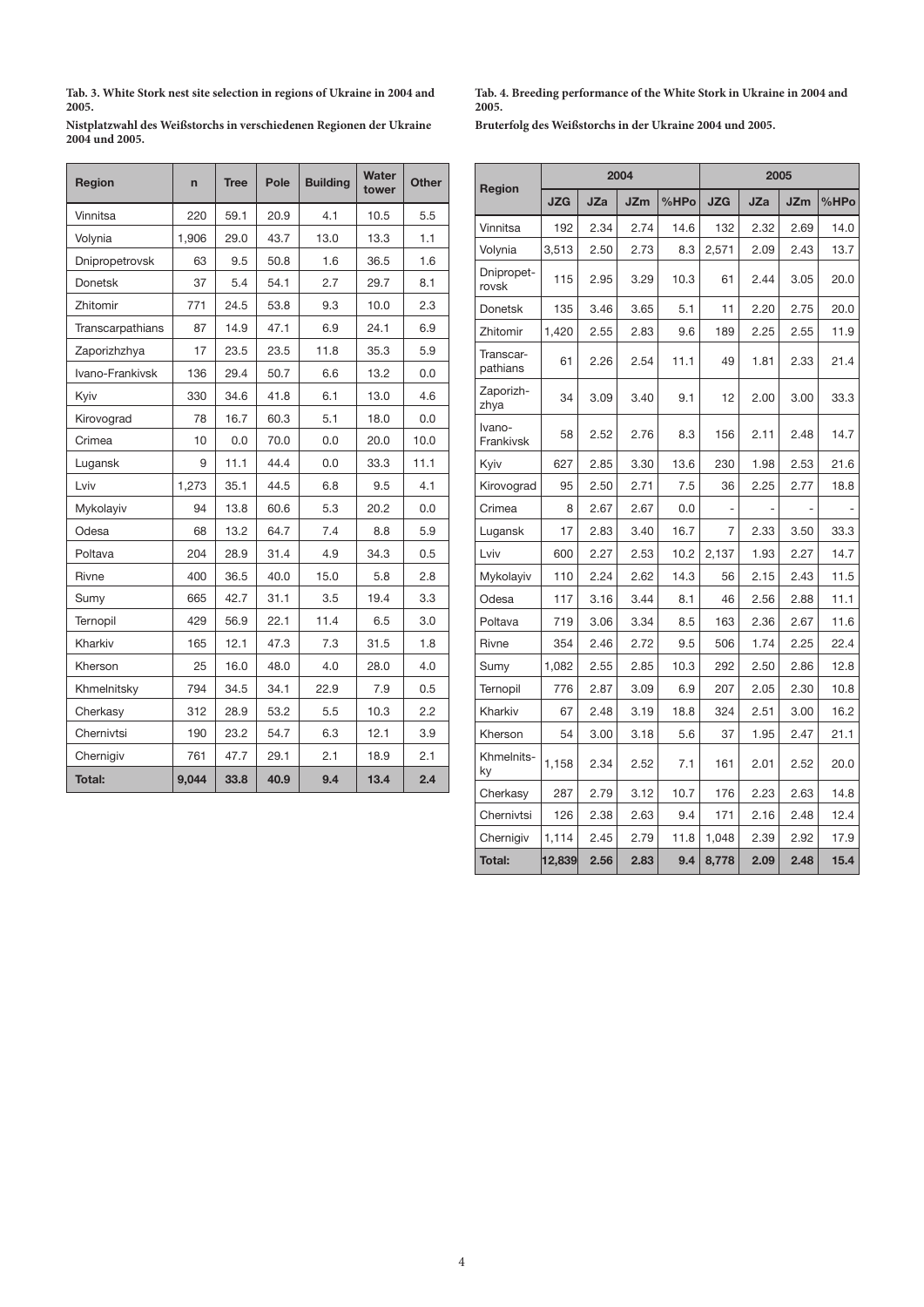**Tab. 3. White Stork nest site selection in regions of Ukraine in 2004 and 2005.**

**Nistplatzwahl des Weißstorchs in verschiedenen Regionen der Ukraine 2004 und 2005.**

| Region | n | Tree | Pole | Building | Water tower | Other |
|---|---|---|---|---|---|---|
| Vinnitsa | 220 | 59.1 | 20.9 | 4.1 | 10.5 | 5.5 |
| Volynia | 1,906 | 29.0 | 43.7 | 13.0 | 13.3 | 1.1 |
| Dnipropetrovsk | 63 | 9.5 | 50.8 | 1.6 | 36.5 | 1.6 |
| Donetsk | 37 | 5.4 | 54.1 | 2.7 | 29.7 | 8.1 |
| Zhitomir | 771 | 24.5 | 53.8 | 9.3 | 10.0 | 2.3 |
| Transcarpathians | 87 | 14.9 | 47.1 | 6.9 | 24.1 | 6.9 |
| Zaporizhzhya | 17 | 23.5 | 23.5 | 11.8 | 35.3 | 5.9 |
| Ivano-Frankivsk | 136 | 29.4 | 50.7 | 6.6 | 13.2 | 0.0 |
| Kyiv | 330 | 34.6 | 41.8 | 6.1 | 13.0 | 4.6 |
| Kirovograd | 78 | 16.7 | 60.3 | 5.1 | 18.0 | 0.0 |
| Crimea | 10 | 0.0 | 70.0 | 0.0 | 20.0 | 10.0 |
| Lugansk | 9 | 11.1 | 44.4 | 0.0 | 33.3 | 11.1 |
| Lviv | 1,273 | 35.1 | 44.5 | 6.8 | 9.5 | 4.1 |
| Mykolayiv | 94 | 13.8 | 60.6 | 5.3 | 20.2 | 0.0 |
| Odesa | 68 | 13.2 | 64.7 | 7.4 | 8.8 | 5.9 |
| Poltava | 204 | 28.9 | 31.4 | 4.9 | 34.3 | 0.5 |
| Rivne | 400 | 36.5 | 40.0 | 15.0 | 5.8 | 2.8 |
| Sumy | 665 | 42.7 | 31.1 | 3.5 | 19.4 | 3.3 |
| Ternopil | 429 | 56.9 | 22.1 | 11.4 | 6.5 | 3.0 |
| Kharkiv | 165 | 12.1 | 47.3 | 7.3 | 31.5 | 1.8 |
| Kherson | 25 | 16.0 | 48.0 | 4.0 | 28.0 | 4.0 |
| Khmelnitsky | 794 | 34.5 | 34.1 | 22.9 | 7.9 | 0.5 |
| Cherkasy | 312 | 28.9 | 53.2 | 5.5 | 10.3 | 2.2 |
| Chernivtsi | 190 | 23.2 | 54.7 | 6.3 | 12.1 | 3.9 |
| Chernigiv | 761 | 47.7 | 29.1 | 2.1 | 18.9 | 2.1 |
| **Total:** | **9,044** | **33.8** | **40.9** | **9.4** | **13.4** | **2.4** |

**Tab. 4. Breeding performance of the White Stork in Ukraine in 2004 and 2005.**

**Bruterfolg des Weißstorchs in der Ukraine 2004 und 2005.**

| Region | 2004 | | | | 2005 | | | |
|---|---|---|---|---|---|---|---|---|
| | JZG | JZa | JZm | %HPo | JZG | JZa | JZm | %HPo |
| Vinnitsa | 192 | 2.34 | 2.74 | 14.6 | 132 | 2.32 | 2.69 | 14.0 |
| Volynia | 3,513 | 2.50 | 2.73 | 8.3 | 2,571 | 2.09 | 2.43 | 13.7 |
| Dnipropetrovsk | 115 | 2.95 | 3.29 | 10.3 | 61 | 2.44 | 3.05 | 20.0 |
| Donetsk | 135 | 3.46 | 3.65 | 5.1 | 11 | 2.20 | 2.75 | 20.0 |
| Zhitomir | 1,420 | 2.55 | 2.83 | 9.6 | 189 | 2.25 | 2.55 | 11.9 |
| Transcarpathians | 61 | 2.26 | 2.54 | 11.1 | 49 | 1.81 | 2.33 | 21.4 |
| Zaporizhzhya | 34 | 3.09 | 3.40 | 9.1 | 12 | 2.00 | 3.00 | 33.3 |
| Ivano-Frankivsk | 58 | 2.52 | 2.76 | 8.3 | 156 | 2.11 | 2.48 | 14.7 |
| Kyiv | 627 | 2.85 | 3.30 | 13.6 | 230 | 1.98 | 2.53 | 21.6 |
| Kirovograd | 95 | 2.50 | 2.71 | 7.5 | 36 | 2.25 | 2.77 | 18.8 |
| Crimea | 8 | 2.67 | 2.67 | 0.0 | - | - | - | - |
| Lugansk | 17 | 2.83 | 3.40 | 16.7 | 7 | 2.33 | 3.50 | 33.3 |
| Lviv | 600 | 2.27 | 2.53 | 10.2 | 2,137 | 1.93 | 2.27 | 14.7 |
| Mykolayiv | 110 | 2.24 | 2.62 | 14.3 | 56 | 2.15 | 2.43 | 11.5 |
| Odesa | 117 | 3.16 | 3.44 | 8.1 | 46 | 2.56 | 2.88 | 11.1 |
| Poltava | 719 | 3.06 | 3.34 | 8.5 | 163 | 2.36 | 2.67 | 11.6 |
| Rivne | 354 | 2.46 | 2.72 | 9.5 | 506 | 1.74 | 2.25 | 22.4 |
| Sumy | 1,082 | 2.55 | 2.85 | 10.3 | 292 | 2.50 | 2.86 | 12.8 |
| Ternopil | 776 | 2.87 | 3.09 | 6.9 | 207 | 2.05 | 2.30 | 10.8 |
| Kharkiv | 67 | 2.48 | 3.19 | 18.8 | 324 | 2.51 | 3.00 | 16.2 |
| Kherson | 54 | 3.00 | 3.18 | 5.6 | 37 | 1.95 | 2.47 | 21.1 |
| Khmelnitsky | 1,158 | 2.34 | 2.52 | 7.1 | 161 | 2.01 | 2.52 | 20.0 |
| Cherkasy | 287 | 2.79 | 3.12 | 10.7 | 176 | 2.23 | 2.63 | 14.8 |
| Chernivtsi | 126 | 2.38 | 2.63 | 9.4 | 171 | 2.16 | 2.48 | 12.4 |
| Chernigiv | 1,114 | 2.45 | 2.79 | 11.8 | 1,048 | 2.39 | 2.92 | 17.9 |
| **Total:** | **12,839** | **2.56** | **2.83** | **9.4** | **8,778** | **2.09** | **2.48** | **15.4** |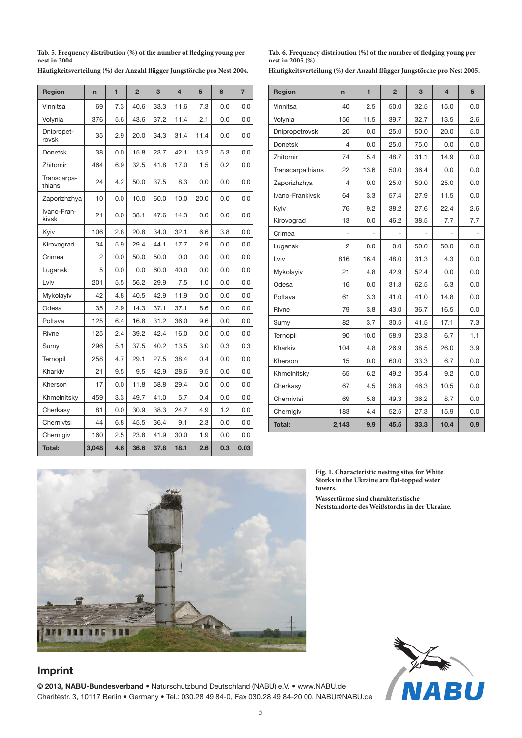**Tab. 5. Frequency distribution (%) of the number of fledging young per nest in 2004.**

**Häufigkeitsverteilung (%) der Anzahl flügger Jungstörche pro Nest 2004.**

| Region | n | 1 | 2 | 3 | 4 | 5 | 6 | 7 |
|---|---|---|---|---|---|---|---|---|
| Vinnitsa | 69 | 7.3 | 40.6 | 33.3 | 11.6 | 7.3 | 0.0 | 0.0 |
| Volynia | 376 | 5.6 | 43.6 | 37.2 | 11.4 | 2.1 | 0.0 | 0.0 |
| Dnipropet-rovsk | 35 | 2.9 | 20.0 | 34.3 | 31.4 | 11.4 | 0.0 | 0.0 |
| Donetsk | 38 | 0.0 | 15.8 | 23.7 | 42.1 | 13.2 | 5.3 | 0.0 |
| Zhitomir | 464 | 6.9 | 32.5 | 41.8 | 17.0 | 1.5 | 0.2 | 0.0 |
| Transcarpa-thians | 24 | 4.2 | 50.0 | 37.5 | 8.3 | 0.0 | 0.0 | 0.0 |
| Zaporizhzhya | 10 | 0.0 | 10.0 | 60.0 | 10.0 | 20.0 | 0.0 | 0.0 |
| Ivano-Fran-kivsk | 21 | 0.0 | 38.1 | 47.6 | 14.3 | 0.0 | 0.0 | 0.0 |
| Kyiv | 106 | 2.8 | 20.8 | 34.0 | 32.1 | 6.6 | 3.8 | 0.0 |
| Kirovograd | 34 | 5.9 | 29.4 | 44.1 | 17.7 | 2.9 | 0.0 | 0.0 |
| Crimea | 2 | 0.0 | 50.0 | 50.0 | 0.0 | 0.0 | 0.0 | 0.0 |
| Lugansk | 5 | 0.0 | 0.0 | 60.0 | 40.0 | 0.0 | 0.0 | 0.0 |
| Lviv | 201 | 5.5 | 56.2 | 29.9 | 7.5 | 1.0 | 0.0 | 0.0 |
| Mykolayiv | 42 | 4.8 | 40.5 | 42.9 | 11.9 | 0.0 | 0.0 | 0.0 |
| Odesa | 35 | 2.9 | 14.3 | 37.1 | 37.1 | 8.6 | 0.0 | 0.0 |
| Poltava | 125 | 6.4 | 16.8 | 31.2 | 36.0 | 9.6 | 0.0 | 0.0 |
| Rivne | 125 | 2.4 | 39.2 | 42.4 | 16.0 | 0.0 | 0.0 | 0.0 |
| Sumy | 296 | 5.1 | 37.5 | 40.2 | 13.5 | 3.0 | 0.3 | 0.3 |
| Ternopil | 258 | 4.7 | 29.1 | 27.5 | 38.4 | 0.4 | 0.0 | 0.0 |
| Kharkiv | 21 | 9.5 | 9.5 | 42.9 | 28.6 | 9.5 | 0.0 | 0.0 |
| Kherson | 17 | 0.0 | 11.8 | 58.8 | 29.4 | 0.0 | 0.0 | 0.0 |
| Khmelnitsky | 459 | 3.3 | 49.7 | 41.0 | 5.7 | 0.4 | 0.0 | 0.0 |
| Cherkasy | 81 | 0.0 | 30.9 | 38.3 | 24.7 | 4.9 | 1.2 | 0.0 |
| Chernivtsi | 44 | 6.8 | 45.5 | 36.4 | 9.1 | 2.3 | 0.0 | 0.0 |
| Chernigiv | 160 | 2.5 | 23.8 | 41.9 | 30.0 | 1.9 | 0.0 | 0.0 |
| **Total:** | **3,048** | **4.6** | **36.6** | **37.8** | **18.1** | **2.6** | **0.3** | **0.03** |

**Tab. 6. Frequency distribution (%) of the number of fledging young per nest in 2005 (%)**

**Häufigkeitsverteilung (%) der Anzahl flügger Jungstörche pro Nest 2005.**

| Region | n | 1 | 2 | 3 | 4 | 5 |
|---|---|---|---|---|---|---|
| Vinnitsa | 40 | 2.5 | 50.0 | 32.5 | 15.0 | 0.0 |
| Volynia | 156 | 11.5 | 39.7 | 32.7 | 13.5 | 2.6 |
| Dnipropetrovsk | 20 | 0.0 | 25.0 | 50.0 | 20.0 | 5.0 |
| Donetsk | 4 | 0.0 | 25.0 | 75.0 | 0.0 | 0.0 |
| Zhitomir | 74 | 5.4 | 48.7 | 31.1 | 14.9 | 0.0 |
| Transcarpathians | 22 | 13.6 | 50.0 | 36.4 | 0.0 | 0.0 |
| Zaporizhzhya | 4 | 0.0 | 25.0 | 50.0 | 25.0 | 0.0 |
| Ivano-Frankivsk | 64 | 3.3 | 57.4 | 27.9 | 11.5 | 0.0 |
| Kyiv | 76 | 9.2 | 38.2 | 27.6 | 22.4 | 2.6 |
| Kirovograd | 13 | 0.0 | 46.2 | 38.5 | 7.7 | 7.7 |
| Crimea | - | - | - | - | - | - |
| Lugansk | 2 | 0.0 | 0.0 | 50.0 | 50.0 | 0.0 |
| Lviv | 816 | 16.4 | 48.0 | 31.3 | 4.3 | 0.0 |
| Mykolayiv | 21 | 4.8 | 42.9 | 52.4 | 0.0 | 0.0 |
| Odesa | 16 | 0.0 | 31.3 | 62.5 | 6.3 | 0.0 |
| Poltava | 61 | 3.3 | 41.0 | 41.0 | 14.8 | 0.0 |
| Rivne | 79 | 3.8 | 43.0 | 36.7 | 16.5 | 0.0 |
| Sumy | 82 | 3.7 | 30.5 | 41.5 | 17.1 | 7.3 |
| Ternopil | 90 | 10.0 | 58.9 | 23.3 | 6.7 | 1.1 |
| Kharkiv | 104 | 4.8 | 26.9 | 38.5 | 26.0 | 3.9 |
| Kherson | 15 | 0.0 | 60.0 | 33.3 | 6.7 | 0.0 |
| Khmelnitsky | 65 | 6.2 | 49.2 | 35.4 | 9.2 | 0.0 |
| Cherkasy | 67 | 4.5 | 38.8 | 46.3 | 10.5 | 0.0 |
| Chernivtsi | 69 | 5.8 | 49.3 | 36.2 | 8.7 | 0.0 |
| Chernigiv | 183 | 4.4 | 52.5 | 27.3 | 15.9 | 0.0 |
| **Total:** | **2,143** | **9.9** | **45.5** | **33.3** | **10.4** | **0.9** |

**Fig. 1. Characteristic nesting sites for White Storks in the Ukraine are flat-topped water towers.**

**Wassertürme sind charakteristische Neststandorte des Weißstorchs in der Ukraine.**

## Imprint

**© 2013, NABU-Bundesverband** • Naturschutzbund Deutschland (NABU) e.V. • www.NABU.de
Charitéstr. 3, 10117 Berlin • Germany • Tel.: 030.28 49 84-0, Fax 030.28 49 84-20 00, NABU@NABU.de